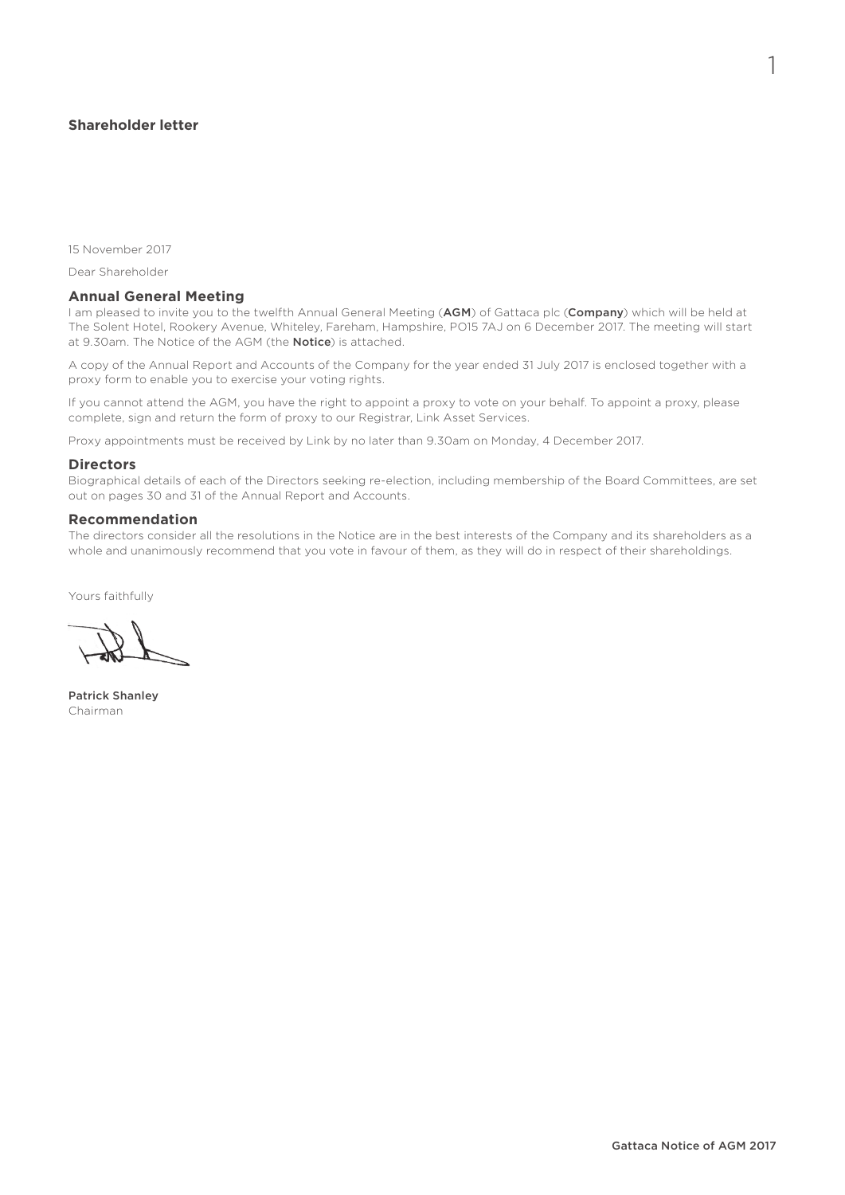## Shareholder letter

15 November 2017

Dear Shareholder

### Annual General Meeting

I am pleased to invite you to the twelfth Annual General Meeting (**AGM**) of Gattaca plc (**Company**) which will be held at The Solent Hotel, Rookery Avenue, Whiteley, Fareham, Hampshire, PO15 7AJ on 6 December 2017. The meeting will start at 9.30am. The Notice of the AGM (the **Notice**) is attached.

A copy of the Annual Report and Accounts of the Company for the year ended 31 July 2017 is enclosed together with a proxy form to enable you to exercise your voting rights.

If you cannot attend the AGM, you have the right to appoint a proxy to vote on your behalf. To appoint a proxy, please complete, sign and return the form of proxy to our Registrar, Link Asset Services.

Proxy appointments must be received by Link by no later than 9.30am on Monday, 4 December 2017.

### Directors

Biographical details of each of the Directors seeking re-election, including membership of the Board Committees, are set out on pages 30 and 31 of the Annual Report and Accounts.

### Recommendation

The directors consider all the resolutions in the Notice are in the best interests of the Company and its shareholders as a whole and unanimously recommend that you vote in favour of them, as they will do in respect of their shareholdings.

Yours faithfully

**Patrick Shanley**
Chairman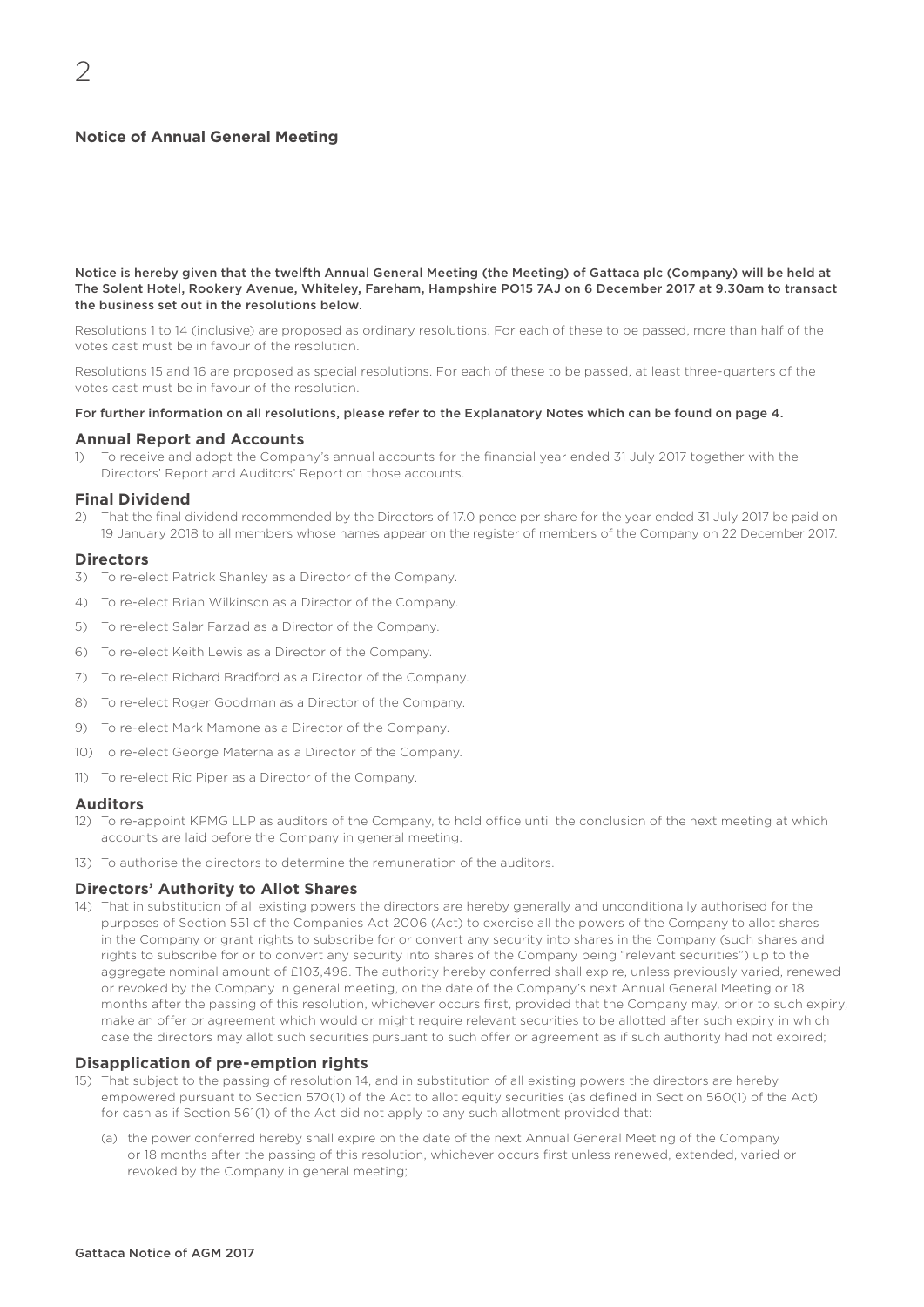# Notice of Annual General Meeting

**Notice is hereby given that the twelfth Annual General Meeting (the Meeting) of Gattaca plc (Company) will be held at The Solent Hotel, Rookery Avenue, Whiteley, Fareham, Hampshire PO15 7AJ on 6 December 2017 at 9.30am to transact the business set out in the resolutions below.**

Resolutions 1 to 14 (inclusive) are proposed as ordinary resolutions. For each of these to be passed, more than half of the votes cast must be in favour of the resolution.

Resolutions 15 and 16 are proposed as special resolutions. For each of these to be passed, at least three-quarters of the votes cast must be in favour of the resolution.

**For further information on all resolutions, please refer to the Explanatory Notes which can be found on page 4.**

## Annual Report and Accounts

1) To receive and adopt the Company's annual accounts for the financial year ended 31 July 2017 together with the Directors' Report and Auditors' Report on those accounts.

## Final Dividend

2) That the final dividend recommended by the Directors of 17.0 pence per share for the year ended 31 July 2017 be paid on 19 January 2018 to all members whose names appear on the register of members of the Company on 22 December 2017.

## Directors

3) To re-elect Patrick Shanley as a Director of the Company.

4) To re-elect Brian Wilkinson as a Director of the Company.

5) To re-elect Salar Farzad as a Director of the Company.

6) To re-elect Keith Lewis as a Director of the Company.

7) To re-elect Richard Bradford as a Director of the Company.

8) To re-elect Roger Goodman as a Director of the Company.

9) To re-elect Mark Mamone as a Director of the Company.

10) To re-elect George Materna as a Director of the Company.

11) To re-elect Ric Piper as a Director of the Company.

## Auditors

12) To re-appoint KPMG LLP as auditors of the Company, to hold office until the conclusion of the next meeting at which accounts are laid before the Company in general meeting.

13) To authorise the directors to determine the remuneration of the auditors.

## Directors' Authority to Allot Shares

14) That in substitution of all existing powers the directors are hereby generally and unconditionally authorised for the purposes of Section 551 of the Companies Act 2006 (Act) to exercise all the powers of the Company to allot shares in the Company or grant rights to subscribe for or convert any security into shares in the Company (such shares and rights to subscribe for or to convert any security into shares of the Company being "relevant securities") up to the aggregate nominal amount of £103,496. The authority hereby conferred shall expire, unless previously varied, renewed or revoked by the Company in general meeting, on the date of the Company's next Annual General Meeting or 18 months after the passing of this resolution, whichever occurs first, provided that the Company may, prior to such expiry, make an offer or agreement which would or might require relevant securities to be allotted after such expiry in which case the directors may allot such securities pursuant to such offer or agreement as if such authority had not expired;

## Disapplication of pre-emption rights

15) That subject to the passing of resolution 14, and in substitution of all existing powers the directors are hereby empowered pursuant to Section 570(1) of the Act to allot equity securities (as defined in Section 560(1) of the Act) for cash as if Section 561(1) of the Act did not apply to any such allotment provided that:

   (a) the power conferred hereby shall expire on the date of the next Annual General Meeting of the Company or 18 months after the passing of this resolution, whichever occurs first unless renewed, extended, varied or revoked by the Company in general meeting;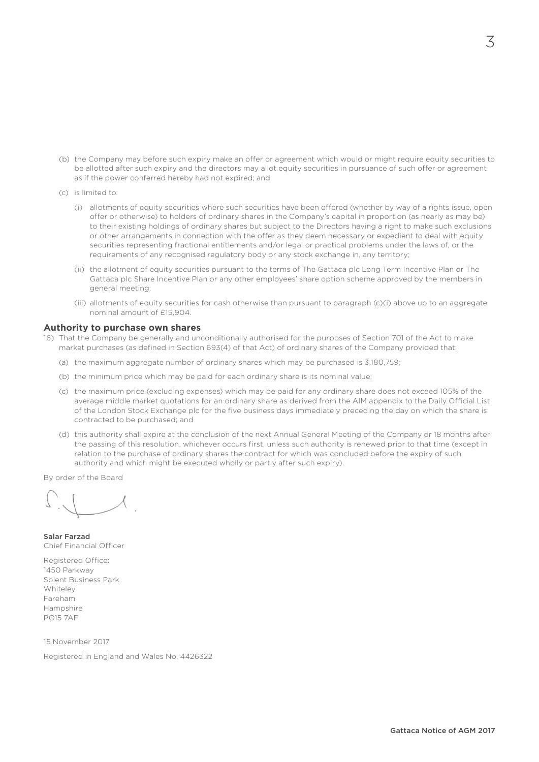(b) the Company may before such expiry make an offer or agreement which would or might require equity securities to be allotted after such expiry and the directors may allot equity securities in pursuance of such offer or agreement as if the power conferred hereby had not expired; and

(c) is limited to:

(i) allotments of equity securities where such securities have been offered (whether by way of a rights issue, open offer or otherwise) to holders of ordinary shares in the Company's capital in proportion (as nearly as may be) to their existing holdings of ordinary shares but subject to the Directors having a right to make such exclusions or other arrangements in connection with the offer as they deem necessary or expedient to deal with equity securities representing fractional entitlements and/or legal or practical problems under the laws of, or the requirements of any recognised regulatory body or any stock exchange in, any territory;

(ii) the allotment of equity securities pursuant to the terms of The Gattaca plc Long Term Incentive Plan or The Gattaca plc Share Incentive Plan or any other employees' share option scheme approved by the members in general meeting;

(iii) allotments of equity securities for cash otherwise than pursuant to paragraph (c)(i) above up to an aggregate nominal amount of £15,904.

### Authority to purchase own shares

16) That the Company be generally and unconditionally authorised for the purposes of Section 701 of the Act to make market purchases (as defined in Section 693(4) of that Act) of ordinary shares of the Company provided that:

(a) the maximum aggregate number of ordinary shares which may be purchased is 3,180,759;

(b) the minimum price which may be paid for each ordinary share is its nominal value;

(c) the maximum price (excluding expenses) which may be paid for any ordinary share does not exceed 105% of the average middle market quotations for an ordinary share as derived from the AIM appendix to the Daily Official List of the London Stock Exchange plc for the five business days immediately preceding the day on which the share is contracted to be purchased; and

(d) this authority shall expire at the conclusion of the next Annual General Meeting of the Company or 18 months after the passing of this resolution, whichever occurs first, unless such authority is renewed prior to that time (except in relation to the purchase of ordinary shares the contract for which was concluded before the expiry of such authority and which might be executed wholly or partly after such expiry).

By order of the Board

**Salar Farzad**
Chief Financial Officer

Registered Office:
1450 Parkway
Solent Business Park
Whiteley
Fareham
Hampshire
PO15 7AF

15 November 2017

Registered in England and Wales No. 4426322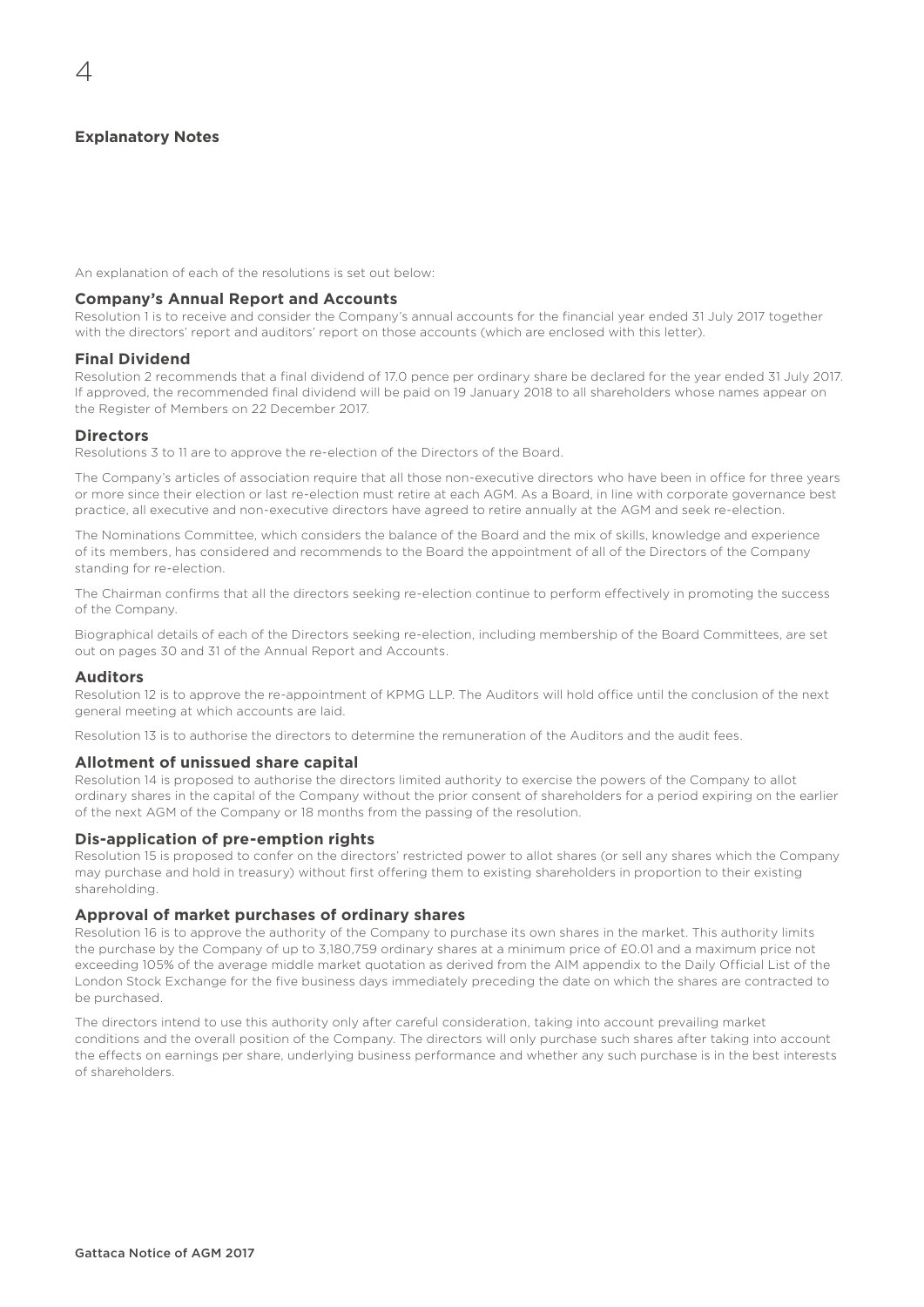## Explanatory Notes

An explanation of each of the resolutions is set out below:

### Company's Annual Report and Accounts

Resolution 1 is to receive and consider the Company's annual accounts for the financial year ended 31 July 2017 together with the directors' report and auditors' report on those accounts (which are enclosed with this letter).

### Final Dividend

Resolution 2 recommends that a final dividend of 17.0 pence per ordinary share be declared for the year ended 31 July 2017. If approved, the recommended final dividend will be paid on 19 January 2018 to all shareholders whose names appear on the Register of Members on 22 December 2017.

### Directors

Resolutions 3 to 11 are to approve the re-election of the Directors of the Board.

The Company's articles of association require that all those non-executive directors who have been in office for three years or more since their election or last re-election must retire at each AGM. As a Board, in line with corporate governance best practice, all executive and non-executive directors have agreed to retire annually at the AGM and seek re-election.

The Nominations Committee, which considers the balance of the Board and the mix of skills, knowledge and experience of its members, has considered and recommends to the Board the appointment of all of the Directors of the Company standing for re-election.

The Chairman confirms that all the directors seeking re-election continue to perform effectively in promoting the success of the Company.

Biographical details of each of the Directors seeking re-election, including membership of the Board Committees, are set out on pages 30 and 31 of the Annual Report and Accounts.

### Auditors

Resolution 12 is to approve the re-appointment of KPMG LLP. The Auditors will hold office until the conclusion of the next general meeting at which accounts are laid.

Resolution 13 is to authorise the directors to determine the remuneration of the Auditors and the audit fees.

### Allotment of unissued share capital

Resolution 14 is proposed to authorise the directors limited authority to exercise the powers of the Company to allot ordinary shares in the capital of the Company without the prior consent of shareholders for a period expiring on the earlier of the next AGM of the Company or 18 months from the passing of the resolution.

### Dis-application of pre-emption rights

Resolution 15 is proposed to confer on the directors' restricted power to allot shares (or sell any shares which the Company may purchase and hold in treasury) without first offering them to existing shareholders in proportion to their existing shareholding.

### Approval of market purchases of ordinary shares

Resolution 16 is to approve the authority of the Company to purchase its own shares in the market. This authority limits the purchase by the Company of up to 3,180,759 ordinary shares at a minimum price of £0.01 and a maximum price not exceeding 105% of the average middle market quotation as derived from the AIM appendix to the Daily Official List of the London Stock Exchange for the five business days immediately preceding the date on which the shares are contracted to be purchased.

The directors intend to use this authority only after careful consideration, taking into account prevailing market conditions and the overall position of the Company. The directors will only purchase such shares after taking into account the effects on earnings per share, underlying business performance and whether any such purchase is in the best interests of shareholders.